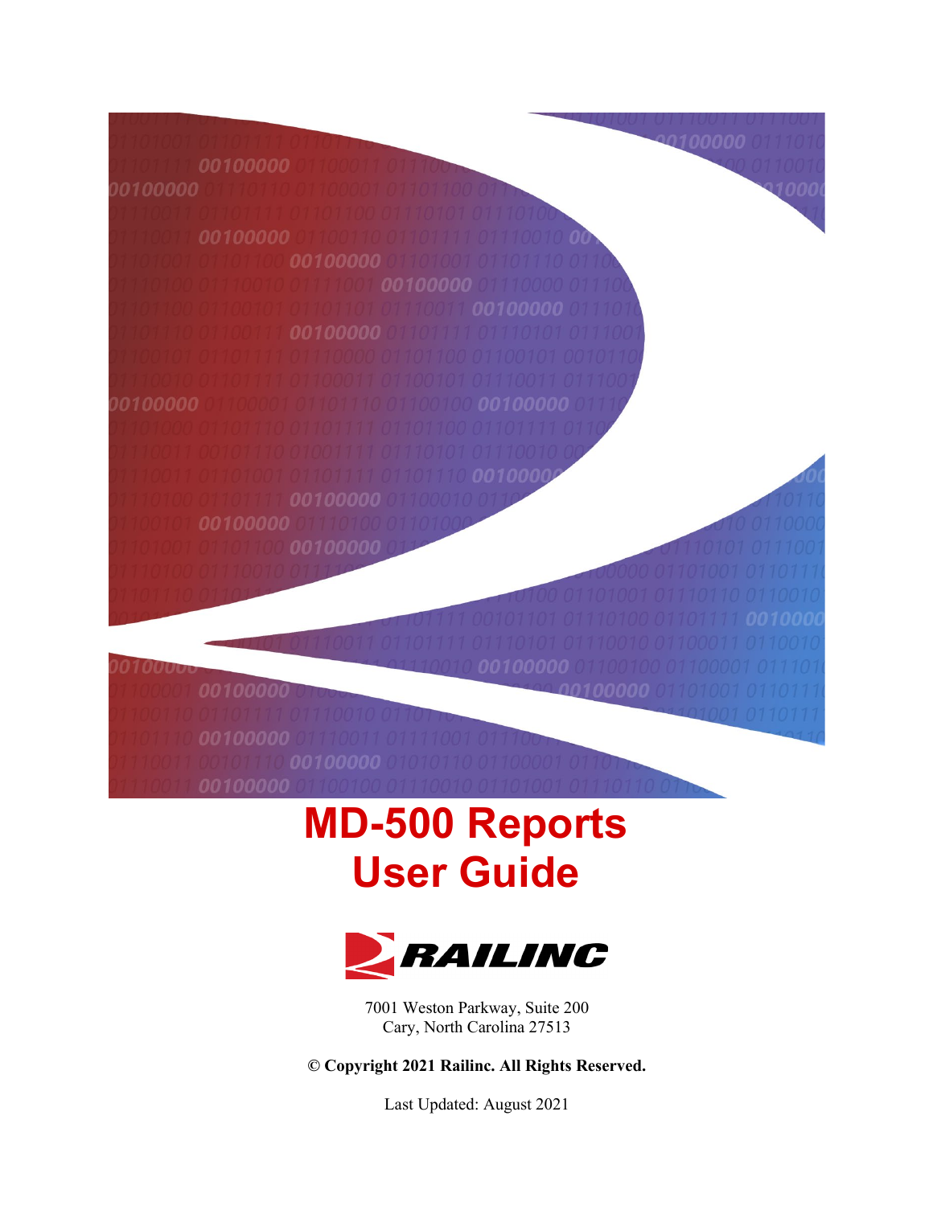# MD-500 Reports User Guide

RAILINC

7001 Weston Parkway, Suite 200
Cary, North Carolina 27513

**© Copyright 2021 Railinc. All Rights Reserved.**

Last Updated: August 2021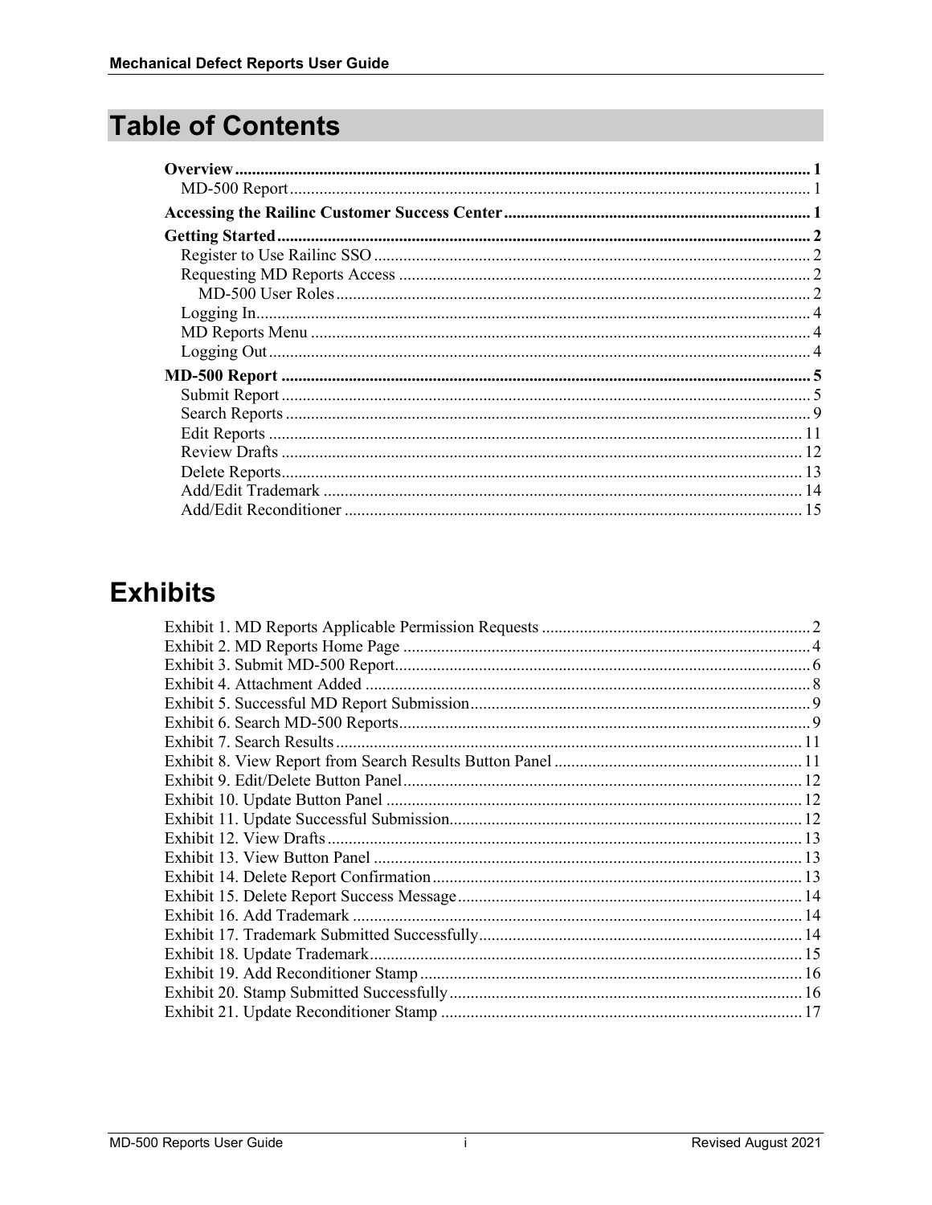# Table of Contents

**Overview** ........ **1**
- MD-500 Report ........ 1

**Accessing the Railinc Customer Success Center** ........ **1**

**Getting Started** ........ **2**
- Register to Use Railinc SSO ........ 2
- Requesting MD Reports Access ........ 2
  - MD-500 User Roles ........ 2
- Logging In ........ 4
- MD Reports Menu ........ 4
- Logging Out ........ 4

**MD-500 Report** ........ **5**
- Submit Report ........ 5
- Search Reports ........ 9
- Edit Reports ........ 11
- Review Drafts ........ 12
- Delete Reports ........ 13
- Add/Edit Trademark ........ 14
- Add/Edit Reconditioner ........ 15

# Exhibits

Exhibit 1. MD Reports Applicable Permission Requests ........ 2
Exhibit 2. MD Reports Home Page ........ 4
Exhibit 3. Submit MD-500 Report ........ 6
Exhibit 4. Attachment Added ........ 8
Exhibit 5. Successful MD Report Submission ........ 9
Exhibit 6. Search MD-500 Reports ........ 9
Exhibit 7. Search Results ........ 11
Exhibit 8. View Report from Search Results Button Panel ........ 11
Exhibit 9. Edit/Delete Button Panel ........ 12
Exhibit 10. Update Button Panel ........ 12
Exhibit 11. Update Successful Submission ........ 12
Exhibit 12. View Drafts ........ 13
Exhibit 13. View Button Panel ........ 13
Exhibit 14. Delete Report Confirmation ........ 13
Exhibit 15. Delete Report Success Message ........ 14
Exhibit 16. Add Trademark ........ 14
Exhibit 17. Trademark Submitted Successfully ........ 14
Exhibit 18. Update Trademark ........ 15
Exhibit 19. Add Reconditioner Stamp ........ 16
Exhibit 20. Stamp Submitted Successfully ........ 16
Exhibit 21. Update Reconditioner Stamp ........ 17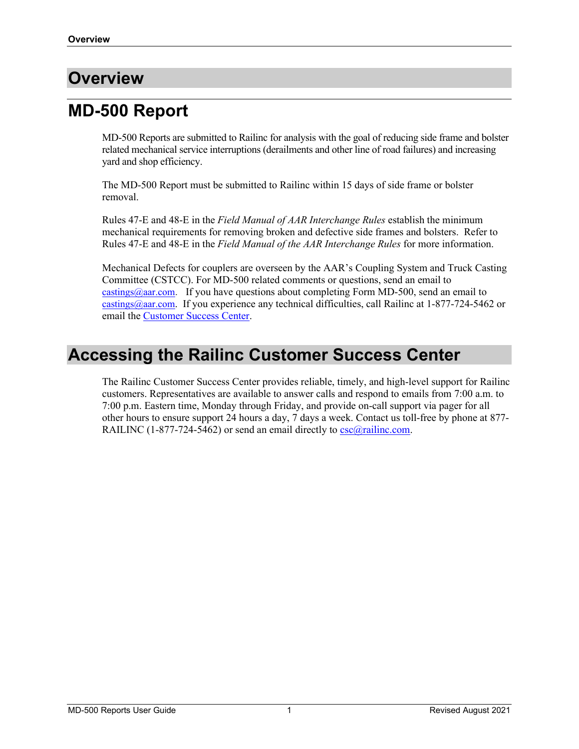# Overview

## MD-500 Report

MD-500 Reports are submitted to Railinc for analysis with the goal of reducing side frame and bolster related mechanical service interruptions (derailments and other line of road failures) and increasing yard and shop efficiency.

The MD-500 Report must be submitted to Railinc within 15 days of side frame or bolster removal.

Rules 47-E and 48-E in the *Field Manual of AAR Interchange Rules* establish the minimum mechanical requirements for removing broken and defective side frames and bolsters. Refer to Rules 47-E and 48-E in the *Field Manual of the AAR Interchange Rules* for more information.

Mechanical Defects for couplers are overseen by the AAR's Coupling System and Truck Casting Committee (CSTCC). For MD-500 related comments or questions, send an email to castings@aar.com. If you have questions about completing Form MD-500, send an email to castings@aar.com. If you experience any technical difficulties, call Railinc at 1-877-724-5462 or email the Customer Success Center.

## Accessing the Railinc Customer Success Center

The Railinc Customer Success Center provides reliable, timely, and high-level support for Railinc customers. Representatives are available to answer calls and respond to emails from 7:00 a.m. to 7:00 p.m. Eastern time, Monday through Friday, and provide on-call support via pager for all other hours to ensure support 24 hours a day, 7 days a week. Contact us toll-free by phone at 877-RAILINC (1-877-724-5462) or send an email directly to csc@railinc.com.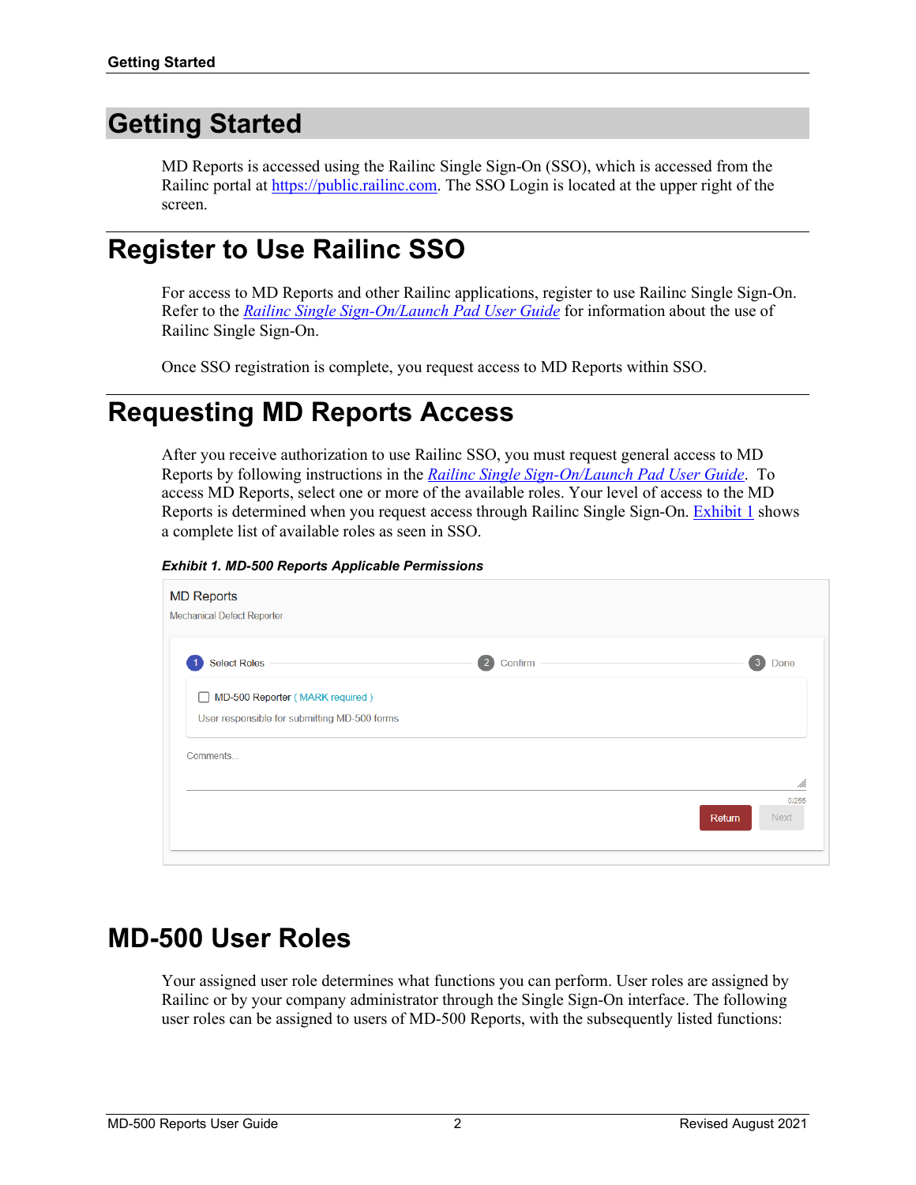# Getting Started

MD Reports is accessed using the Railinc Single Sign-On (SSO), which is accessed from the Railinc portal at https://public.railinc.com. The SSO Login is located at the upper right of the screen.

# Register to Use Railinc SSO

For access to MD Reports and other Railinc applications, register to use Railinc Single Sign-On. Refer to the *Railinc Single Sign-On/Launch Pad User Guide* for information about the use of Railinc Single Sign-On.

Once SSO registration is complete, you request access to MD Reports within SSO.

# Requesting MD Reports Access

After you receive authorization to use Railinc SSO, you must request general access to MD Reports by following instructions in the *Railinc Single Sign-On/Launch Pad User Guide*. To access MD Reports, select one or more of the available roles. Your level of access to the MD Reports is determined when you request access through Railinc Single Sign-On. Exhibit 1 shows a complete list of available roles as seen in SSO.

***Exhibit 1. MD-500 Reports Applicable Permissions***

MD Reports
Mechanical Defect Reporter

1 Select Roles — 2 Confirm — 3 Done

☐ MD-500 Reporter ( MARK required )
User responsible for submitting MD-500 forms

Comments...

0/255

Return | Next

# MD-500 User Roles

Your assigned user role determines what functions you can perform. User roles are assigned by Railinc or by your company administrator through the Single Sign-On interface. The following user roles can be assigned to users of MD-500 Reports, with the subsequently listed functions: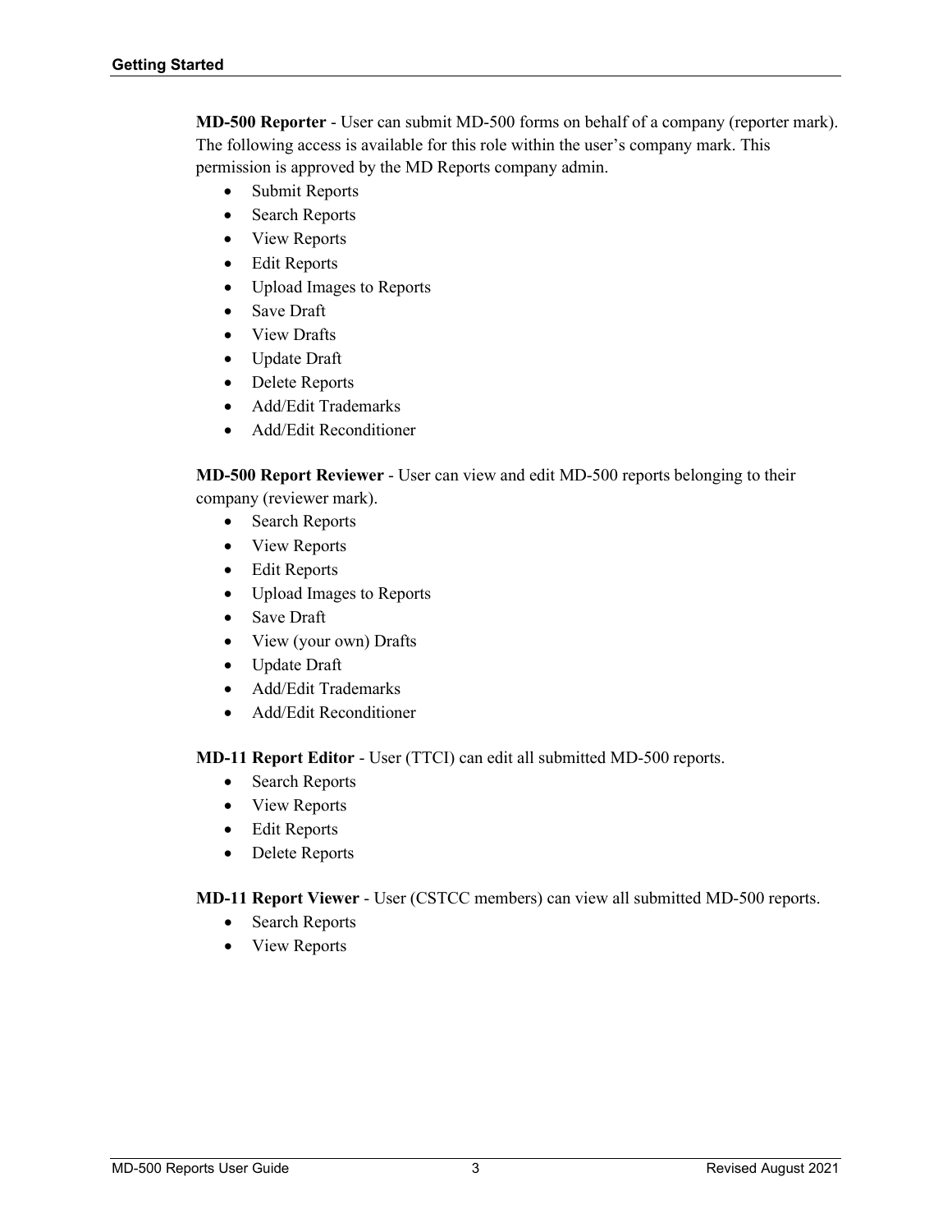**MD-500 Reporter** - User can submit MD-500 forms on behalf of a company (reporter mark). The following access is available for this role within the user's company mark. This permission is approved by the MD Reports company admin.

- Submit Reports
- Search Reports
- View Reports
- Edit Reports
- Upload Images to Reports
- Save Draft
- View Drafts
- Update Draft
- Delete Reports
- Add/Edit Trademarks
- Add/Edit Reconditioner

**MD-500 Report Reviewer** - User can view and edit MD-500 reports belonging to their company (reviewer mark).

- Search Reports
- View Reports
- Edit Reports
- Upload Images to Reports
- Save Draft
- View (your own) Drafts
- Update Draft
- Add/Edit Trademarks
- Add/Edit Reconditioner

**MD-11 Report Editor** - User (TTCI) can edit all submitted MD-500 reports.

- Search Reports
- View Reports
- Edit Reports
- Delete Reports

**MD-11 Report Viewer** - User (CSTCC members) can view all submitted MD-500 reports.

- Search Reports
- View Reports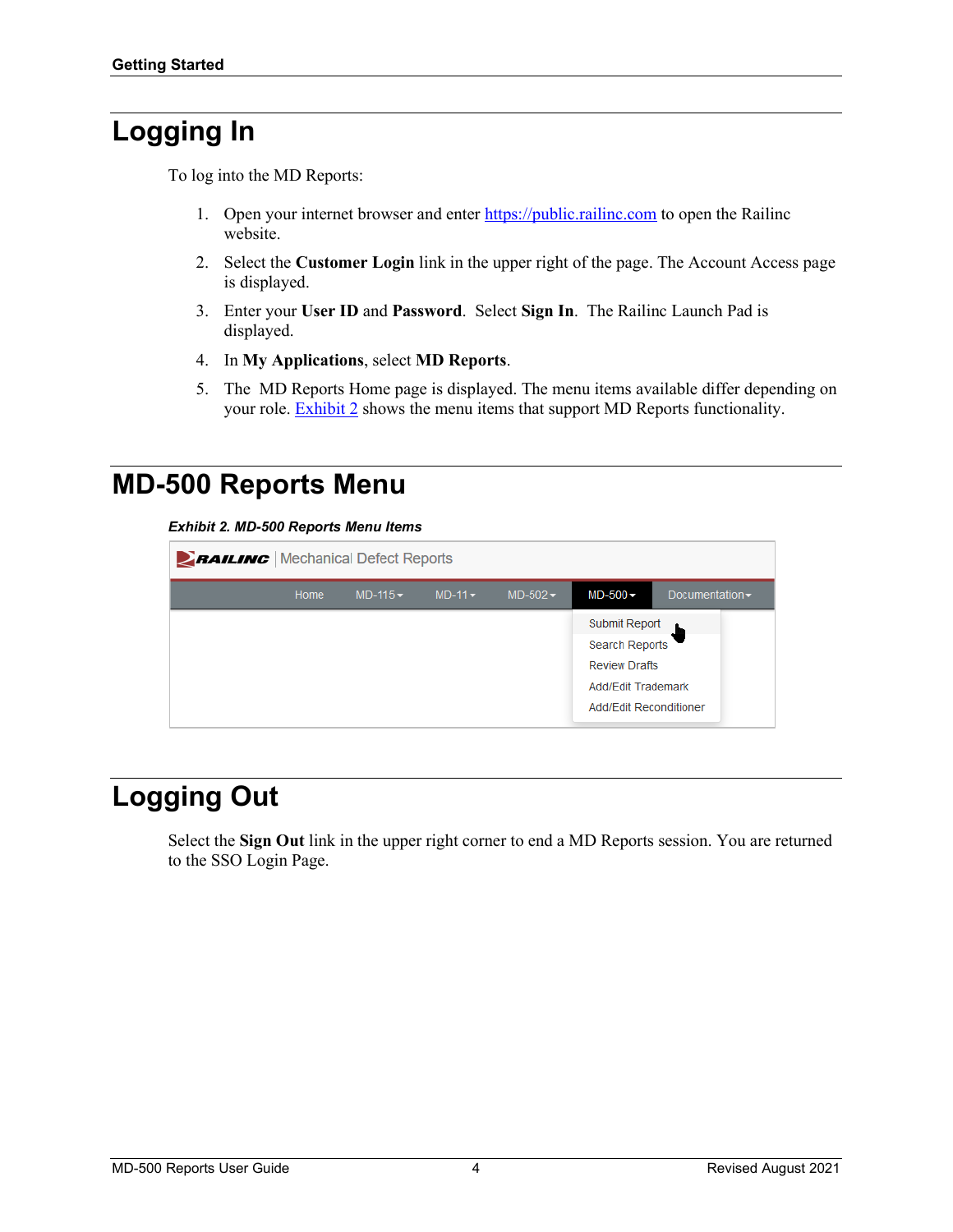# Logging In

To log into the MD Reports:

1. Open your internet browser and enter [https://public.railinc.com](https://public.railinc.com) to open the Railinc website.
2. Select the **Customer Login** link in the upper right of the page. The Account Access page is displayed.
3. Enter your **User ID** and **Password**. Select **Sign In**. The Railinc Launch Pad is displayed.
4. In **My Applications**, select **MD Reports**.
5. The MD Reports Home page is displayed. The menu items available differ depending on your role. Exhibit 2 shows the menu items that support MD Reports functionality.

# MD-500 Reports Menu

***Exhibit 2. MD-500 Reports Menu Items***

# Logging Out

Select the **Sign Out** link in the upper right corner to end a MD Reports session. You are returned to the SSO Login Page.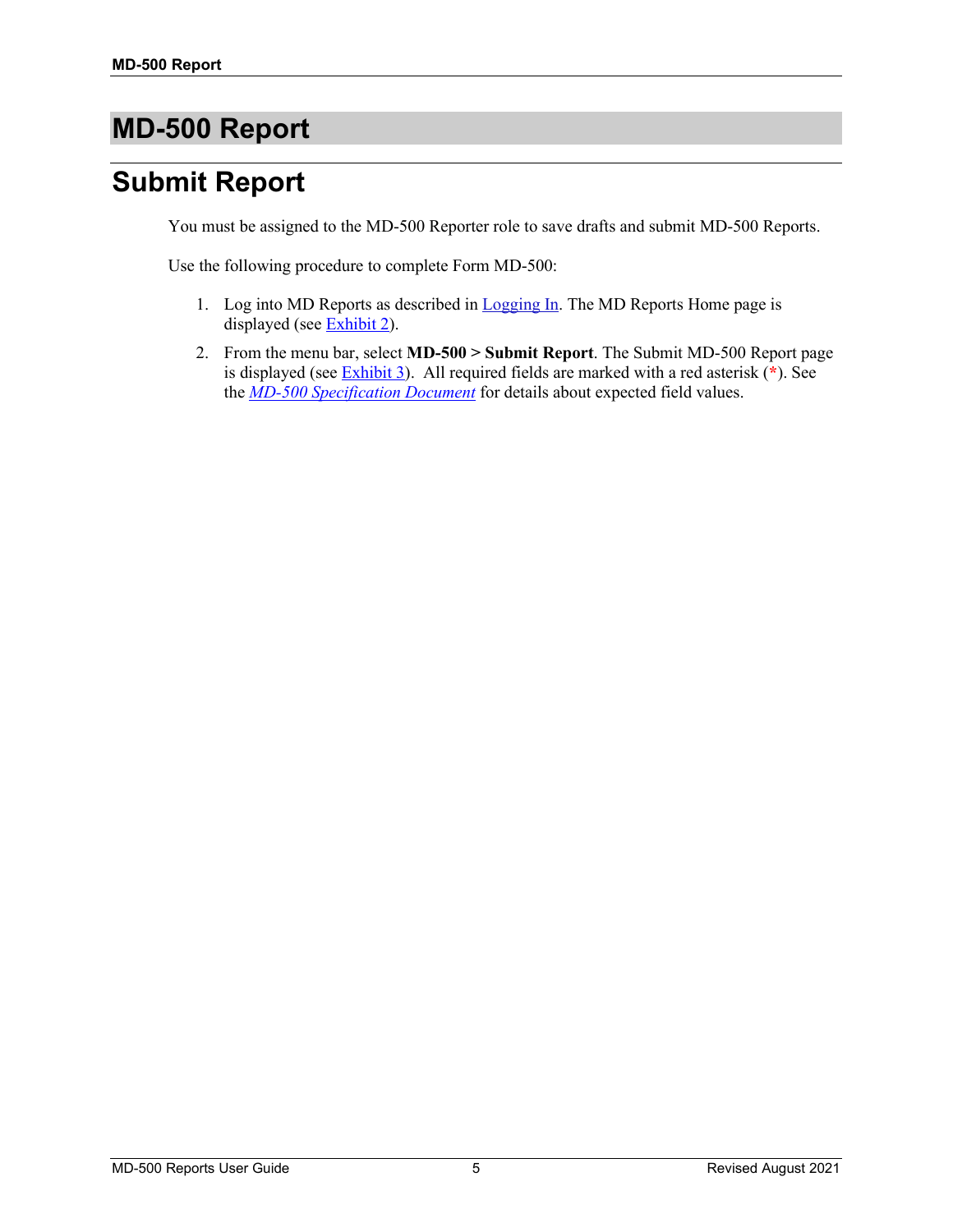# MD-500 Report

## Submit Report

You must be assigned to the MD-500 Reporter role to save drafts and submit MD-500 Reports.

Use the following procedure to complete Form MD-500:

1. Log into MD Reports as described in Logging In. The MD Reports Home page is displayed (see Exhibit 2).
2. From the menu bar, select **MD-500 > Submit Report**. The Submit MD-500 Report page is displayed (see Exhibit 3). All required fields are marked with a red asterisk (*). See the *MD-500 Specification Document* for details about expected field values.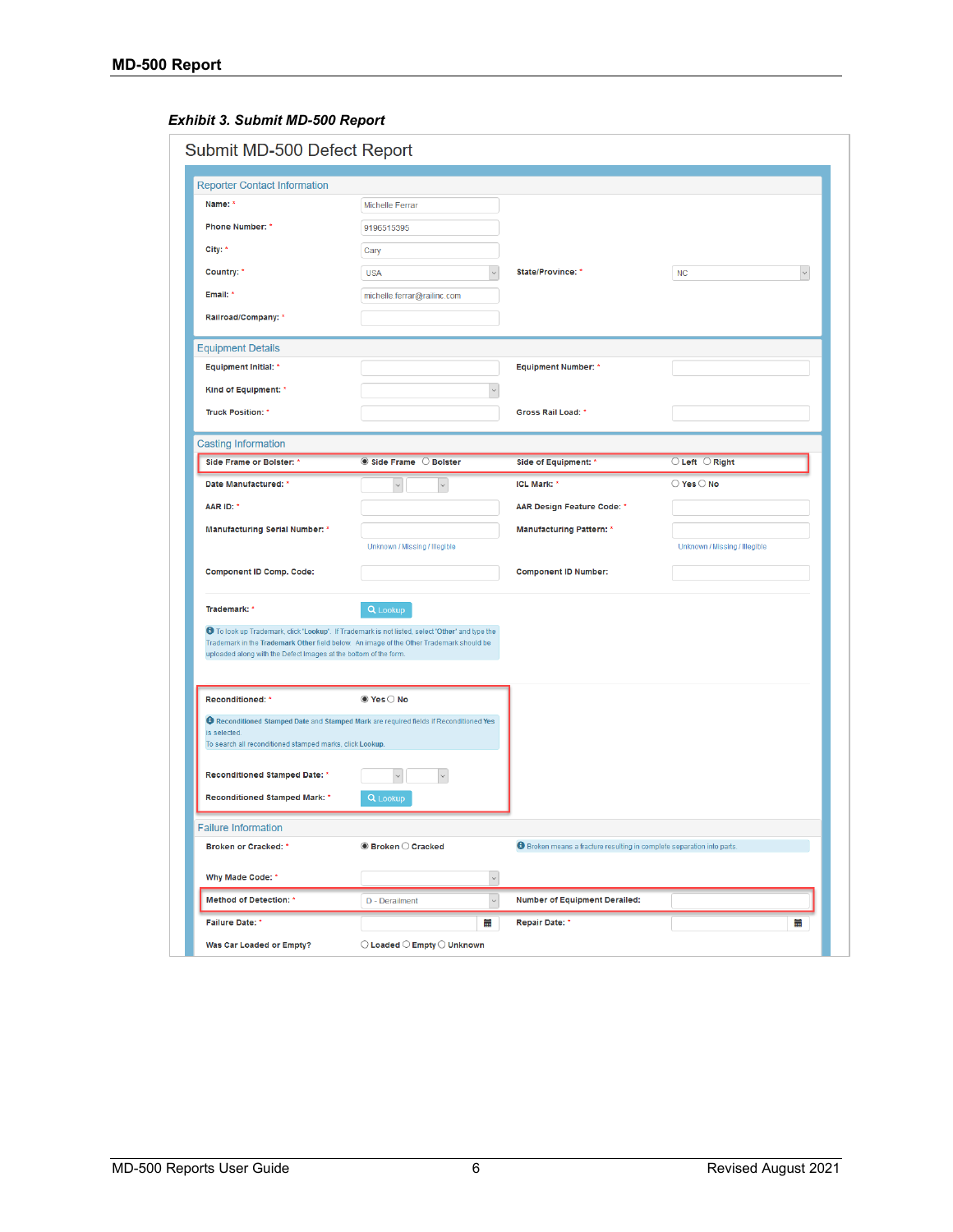*Exhibit 3. Submit MD-500 Report*

## Submit MD-500 Defect Report

### Reporter Contact Information

| Field | Value | Field | Value |
|---|---|---|---|
| Name: * | Michelle Ferrar | | |
| Phone Number: * | 9196515395 | | |
| City: * | Cary | | |
| Country: * | USA | State/Province: * | NC |
| Email: * | michelle.ferrar@railinc.com | | |
| Railroad/Company: * | | | |

### Equipment Details

| Field | Value | Field | Value |
|---|---|---|---|
| Equipment Initial: * | | Equipment Number: * | |
| Kind of Equipment: * | | | |
| Truck Position: * | | Gross Rail Load: * | |

### Casting Information

| Field | Value | Field | Value |
|---|---|---|---|
| Side Frame or Bolster: * | ◉ Side Frame ○ Bolster | Side of Equipment: * | ○ Left ○ Right |
| Date Manufactured: * | | ICL Mark: * | ○ Yes ○ No |
| AAR ID: * | | AAR Design Feature Code: * | |
| Manufacturing Serial Number: * | Unknown / Missing / Illegible | Manufacturing Pattern: * | Unknown / Missing / Illegible |
| Component ID Comp. Code: | | Component ID Number: | |

Trademark: * Lookup

To look up Trademark, click "Lookup". If Trademark is not listed, select 'Other' and type the Trademark in the **Trademark Other** field below. An image of the Other Trademark should be uploaded along with the Defect Images at the bottom of the form.

Reconditioned: * ◉ Yes ○ No

**Reconditioned Stamped Date** and **Stamped Mark** are required fields if Reconditioned **Yes** is selected.
To search all reconditioned stamped marks, click **Lookup**.

Reconditioned Stamped Date: *

Reconditioned Stamped Mark: * Lookup

### Failure Information

| Field | Value | Field | Value |
|---|---|---|---|
| Broken or Cracked: * | ◉ Broken ○ Cracked | Broken means a fracture resulting in complete separation into parts. | |
| Why Made Code: * | | | |
| Method of Detection: * | D - Derailment | Number of Equipment Derailed: | |
| Failure Date: * | | Repair Date: * | |
| Was Car Loaded or Empty? | ○ Loaded ○ Empty ○ Unknown | | |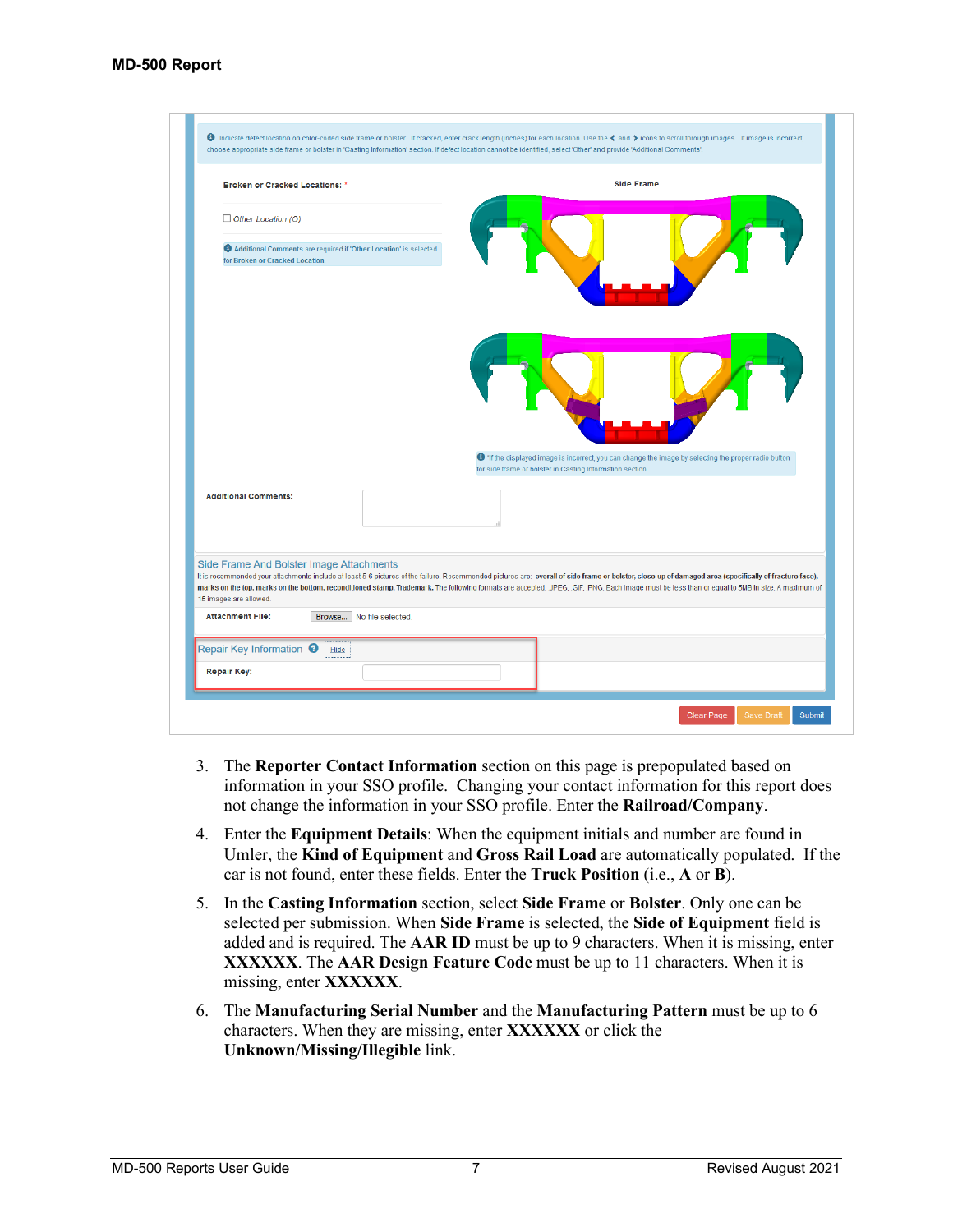Indicate defect location on color-coded side frame or bolster. If cracked, enter crack length (inches) for each location. Use the < and > icons to scroll through images. If image is incorrect, choose appropriate side frame or bolster in 'Casting Information' section. If defect location cannot be identified, select 'Other' and provide 'Additional Comments'.

**Broken or Cracked Locations:** *

Side Frame

☐ Other Location (O)

Additional Comments are required if 'Other Location' is selected for Broken or Cracked Location.

If the displayed image is incorrect, you can change the image by selecting the proper radio button for side frame or bolster in Casting Information section.

**Additional Comments:**

Side Frame And Bolster Image Attachments

It is recommended your attachments include at least 5-6 pictures of the failure. Recommended pictures are: **overall of side frame or bolster, close-up of damaged area (specifically of fracture face), marks on the top, marks on the bottom, reconditioned stamp, Trademark.** The following formats are accepted: JPEG, GIF, PNG. Each image must be less than or equal to 5MB in size. A maximum of 15 images are allowed.

**Attachment File:** Browse... No file selected.

Repair Key Information Hide

**Repair Key:**

Clear Page | Save Draft | Submit

3. The **Reporter Contact Information** section on this page is prepopulated based on information in your SSO profile. Changing your contact information for this report does not change the information in your SSO profile. Enter the **Railroad/Company**.
4. Enter the **Equipment Details**: When the equipment initials and number are found in Umler, the **Kind of Equipment** and **Gross Rail Load** are automatically populated. If the car is not found, enter these fields. Enter the **Truck Position** (i.e., **A** or **B**).
5. In the **Casting Information** section, select **Side Frame** or **Bolster**. Only one can be selected per submission. When **Side Frame** is selected, the **Side of Equipment** field is added and is required. The **AAR ID** must be up to 9 characters. When it is missing, enter **XXXXXX**. The **AAR Design Feature Code** must be up to 11 characters. When it is missing, enter **XXXXXX**.
6. The **Manufacturing Serial Number** and the **Manufacturing Pattern** must be up to 6 characters. When they are missing, enter **XXXXXX** or click the **Unknown/Missing/Illegible** link.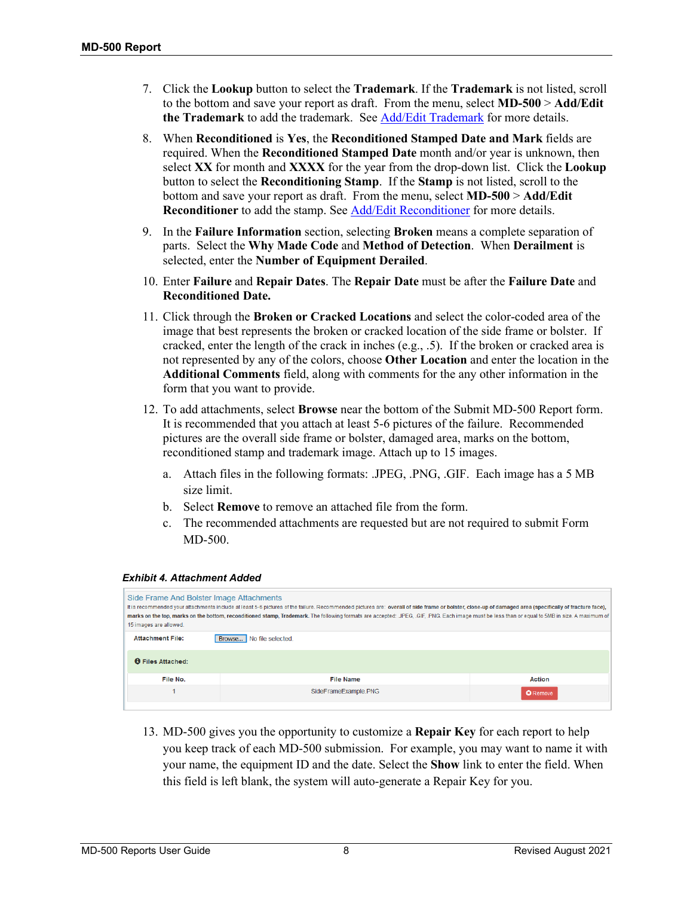7. Click the **Lookup** button to select the **Trademark**. If the **Trademark** is not listed, scroll to the bottom and save your report as draft. From the menu, select **MD-500** > **Add/Edit the Trademark** to add the trademark. See Add/Edit Trademark for more details.
8. When **Reconditioned** is **Yes**, the **Reconditioned Stamped Date and Mark** fields are required. When the **Reconditioned Stamped Date** month and/or year is unknown, then select **XX** for month and **XXXX** for the year from the drop-down list. Click the **Lookup** button to select the **Reconditioning Stamp**. If the **Stamp** is not listed, scroll to the bottom and save your report as draft. From the menu, select **MD-500** > **Add/Edit Reconditioner** to add the stamp. See Add/Edit Reconditioner for more details.
9. In the **Failure Information** section, selecting **Broken** means a complete separation of parts. Select the **Why Made Code** and **Method of Detection**. When **Derailment** is selected, enter the **Number of Equipment Derailed**.
10. Enter **Failure** and **Repair Dates**. The **Repair Date** must be after the **Failure Date** and **Reconditioned Date.**
11. Click through the **Broken or Cracked Locations** and select the color-coded area of the image that best represents the broken or cracked location of the side frame or bolster. If cracked, enter the length of the crack in inches (e.g., .5). If the broken or cracked area is not represented by any of the colors, choose **Other Location** and enter the location in the **Additional Comments** field, along with comments for the any other information in the form that you want to provide.
12. To add attachments, select **Browse** near the bottom of the Submit MD-500 Report form. It is recommended that you attach at least 5-6 pictures of the failure. Recommended pictures are the overall side frame or bolster, damaged area, marks on the bottom, reconditioned stamp and trademark image. Attach up to 15 images.
    a. Attach files in the following formats: .JPEG, .PNG, .GIF. Each image has a 5 MB size limit.
    b. Select **Remove** to remove an attached file from the form.
    c. The recommended attachments are requested but are not required to submit Form MD-500.

***Exhibit 4. Attachment Added***

Side Frame And Bolster Image Attachments

It is recommended your attachments include at least 5-6 pictures of the failure. Recommended pictures are: **overall of side frame or bolster, close-up of damaged area (specifically of fracture face), marks on the top, marks on the bottom, reconditioned stamp, Trademark.** The following formats are accepted: .JPEG, .GIF, .PNG. Each image must be less than or equal to 5MB in size. A maximum of 15 images are allowed.

**Attachment File:** Browse... No file selected.

**Files Attached:**

| File No. | File Name | Action |
|---|---|---|
| 1 | SideFrameExample.PNG | Remove |

13. MD-500 gives you the opportunity to customize a **Repair Key** for each report to help you keep track of each MD-500 submission. For example, you may want to name it with your name, the equipment ID and the date. Select the **Show** link to enter the field. When this field is left blank, the system will auto-generate a Repair Key for you.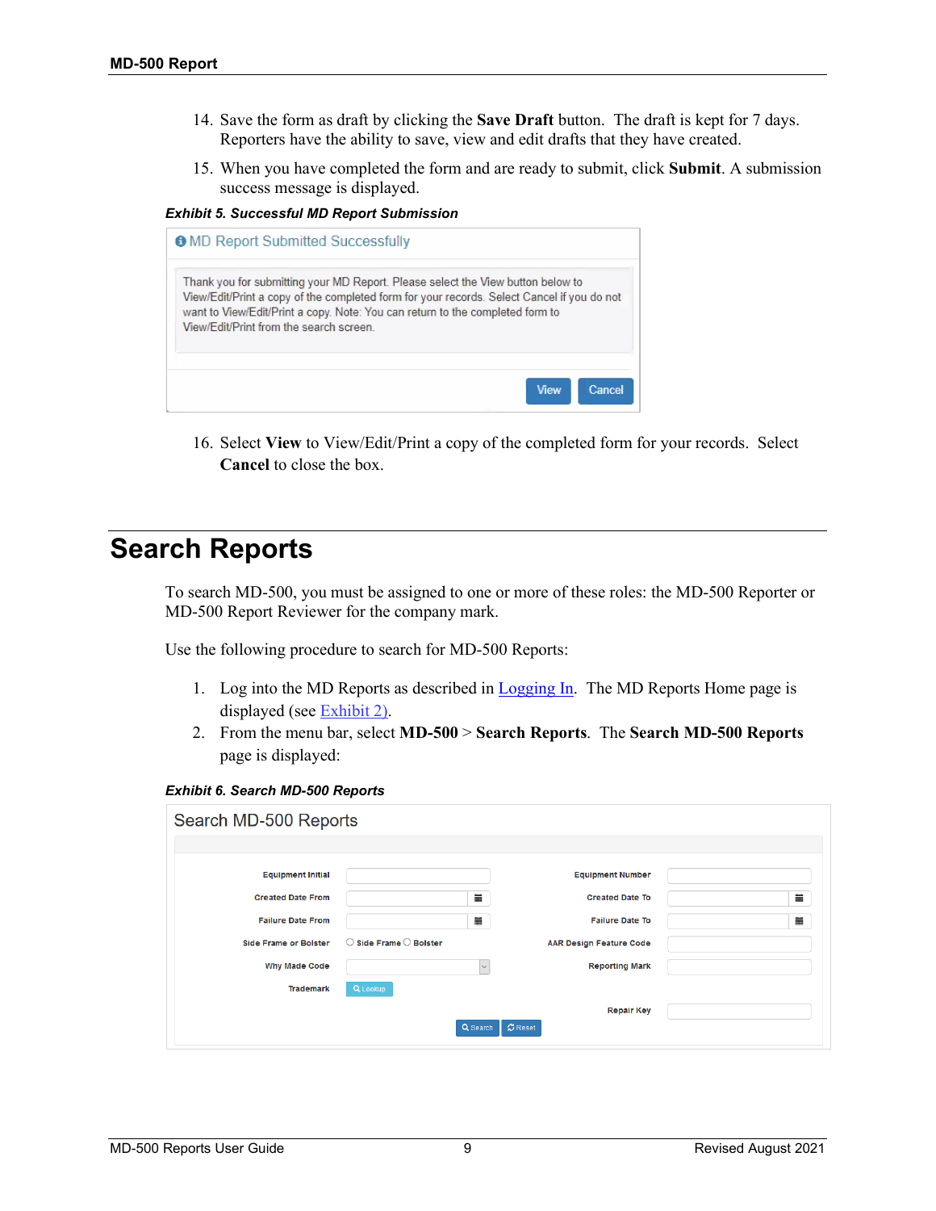14. Save the form as draft by clicking the **Save Draft** button. The draft is kept for 7 days. Reporters have the ability to save, view and edit drafts that they have created.

15. When you have completed the form and are ready to submit, click **Submit**. A submission success message is displayed.

***Exhibit 5. Successful MD Report Submission***

MD Report Submitted Successfully

Thank you for submitting your MD Report. Please select the View button below to View/Edit/Print a copy of the completed form for your records. Select Cancel if you do not want to View/Edit/Print a copy. Note: You can return to the completed form to View/Edit/Print from the search screen.

View Cancel

16. Select **View** to View/Edit/Print a copy of the completed form for your records. Select **Cancel** to close the box.

# Search Reports

To search MD-500, you must be assigned to one or more of these roles: the MD-500 Reporter or MD-500 Report Reviewer for the company mark.

Use the following procedure to search for MD-500 Reports:

1. Log into the MD Reports as described in Logging In. The MD Reports Home page is displayed (see Exhibit 2).
2. From the menu bar, select **MD-500** > **Search Reports**. The **Search MD-500 Reports** page is displayed:

***Exhibit 6. Search MD-500 Reports***

Search MD-500 Reports

| | | | |
|---|---|---|---|
| Equipment Initial | | Equipment Number | |
| Created Date From | | Created Date To | |
| Failure Date From | | Failure Date To | |
| Side Frame or Bolster | ○ Side Frame ○ Bolster | AAR Design Feature Code | |
| Why Made Code | | Reporting Mark | |
| Trademark | Lookup | | |
| | | Repair Key | |

Search Reset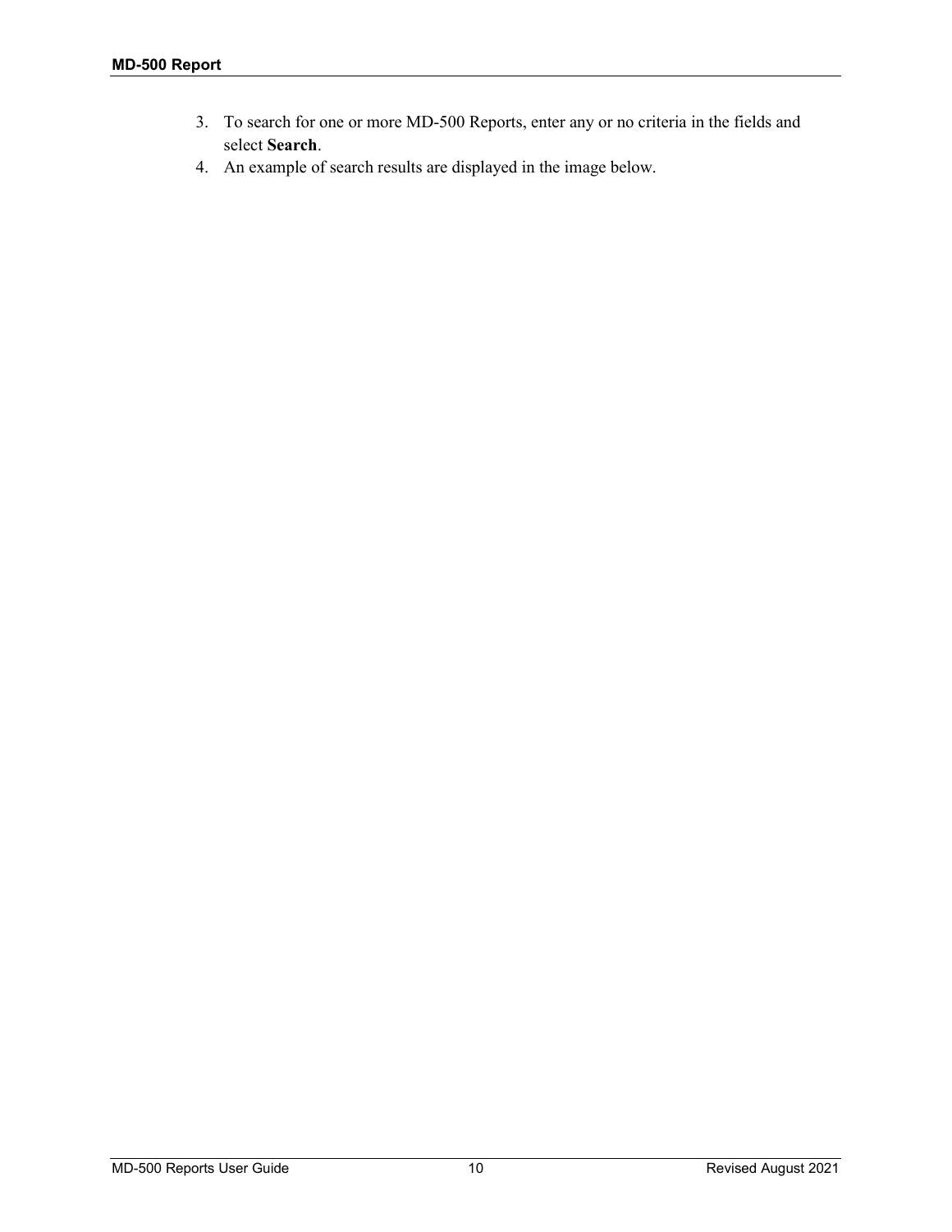3. To search for one or more MD-500 Reports, enter any or no criteria in the fields and select **Search**.
4. An example of search results are displayed in the image below.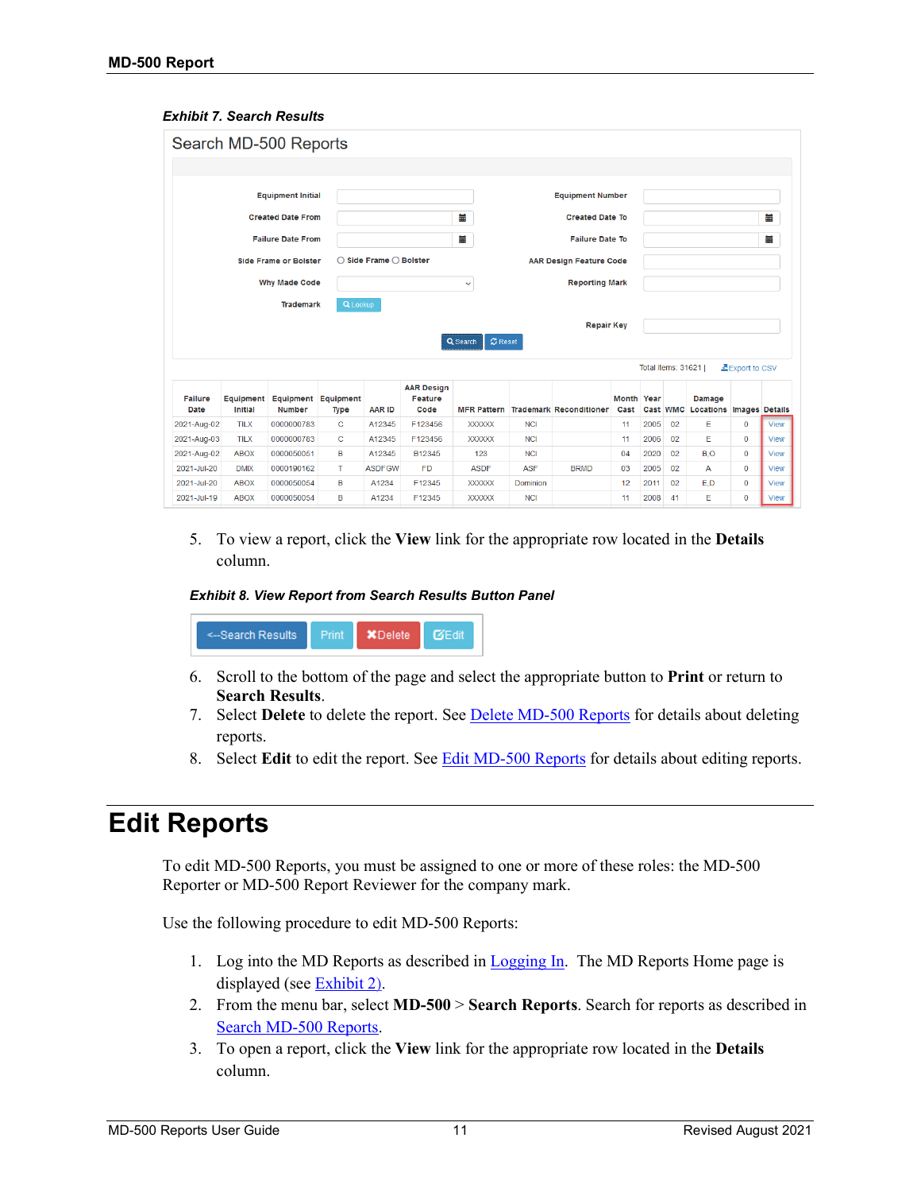*Exhibit 7. Search Results*

Search MD-500 Reports

| | | | |
|---|---|---|---|
| Equipment Initial | | Equipment Number | |
| Created Date From | | Created Date To | |
| Failure Date From | | Failure Date To | |
| Side Frame or Bolster | ◯ Side Frame ◯ Bolster | AAR Design Feature Code | |
| Why Made Code | | Reporting Mark | |
| Trademark | Lookup | | |
| | | Repair Key | |

Search | Reset

Total items: 31621 | Export to CSV

| Failure Date | Equipment Initial | Equipment Number | Equipment Type | AAR ID | AAR Design Feature Code | MFR Pattern | Trademark | Reconditioner | Month Cast | Year Cast | WMC | Damage Locations | Images | Details |
|---|---|---|---|---|---|---|---|---|---|---|---|---|---|---|
| 2021-Aug-02 | TILX | 0000000783 | C | A12345 | F123456 | XXXXXX | NCI | | 11 | 2005 | 02 | E | 0 | View |
| 2021-Aug-03 | TILX | 0000000783 | C | A12345 | F123456 | XXXXXX | NCI | | 11 | 2006 | 02 | E | 0 | View |
| 2021-Aug-02 | ABOX | 0000050051 | B | A12345 | B12345 | 123 | NCI | | 04 | 2020 | 02 | B,O | 0 | View |
| 2021-Jul-20 | DMIX | 0000190162 | T | ASDFGW | FD | ASDF | ASF | BRMD | 03 | 2005 | 02 | A | 0 | View |
| 2021-Jul-20 | ABOX | 0000050054 | B | A1234 | F12345 | XXXXXX | Dominion | | 12 | 2011 | 02 | E,D | 0 | View |
| 2021-Jul-19 | ABOX | 0000050054 | B | A1234 | F12345 | XXXXXX | NCI | | 11 | 2008 | 41 | E | 0 | View |

5. To view a report, click the **View** link for the appropriate row located in the **Details** column.

*Exhibit 8. View Report from Search Results Button Panel*

<--Search Results | Print | Delete | Edit

6. Scroll to the bottom of the page and select the appropriate button to **Print** or return to **Search Results**.
7. Select **Delete** to delete the report. See Delete MD-500 Reports for details about deleting reports.
8. Select **Edit** to edit the report. See Edit MD-500 Reports for details about editing reports.

# Edit Reports

To edit MD-500 Reports, you must be assigned to one or more of these roles: the MD-500 Reporter or MD-500 Report Reviewer for the company mark.

Use the following procedure to edit MD-500 Reports:

1. Log into the MD Reports as described in Logging In. The MD Reports Home page is displayed (see Exhibit 2).
2. From the menu bar, select **MD-500** > **Search Reports**. Search for reports as described in Search MD-500 Reports.
3. To open a report, click the **View** link for the appropriate row located in the **Details** column.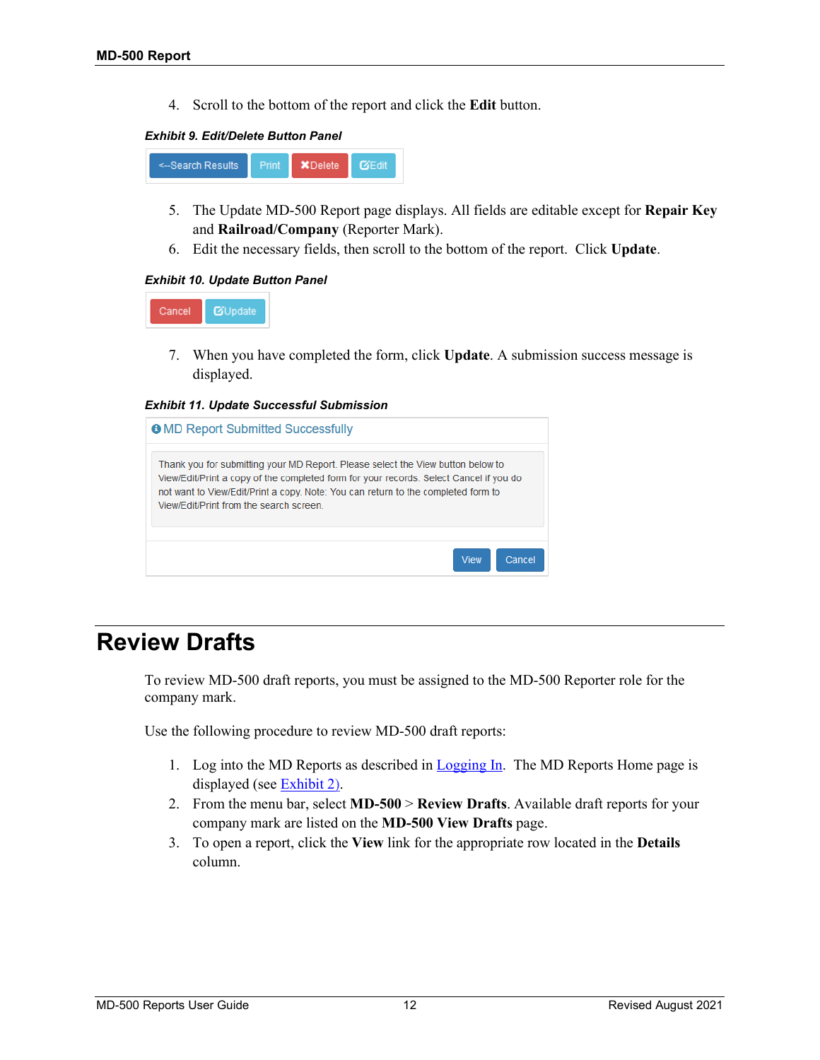4. Scroll to the bottom of the report and click the **Edit** button.

***Exhibit 9. Edit/Delete Button Panel***

<-Search Results | Print | Delete | Edit

5. The Update MD-500 Report page displays. All fields are editable except for **Repair Key** and **Railroad/Company** (Reporter Mark).
6. Edit the necessary fields, then scroll to the bottom of the report. Click **Update**.

***Exhibit 10. Update Button Panel***

Cancel | Update

7. When you have completed the form, click **Update**. A submission success message is displayed.

***Exhibit 11. Update Successful Submission***

MD Report Submitted Successfully

Thank you for submitting your MD Report. Please select the View button below to View/Edit/Print a copy of the completed form for your records. Select Cancel if you do not want to View/Edit/Print a copy. Note: You can return to the completed form to View/Edit/Print from the search screen.

View | Cancel

# Review Drafts

To review MD-500 draft reports, you must be assigned to the MD-500 Reporter role for the company mark.

Use the following procedure to review MD-500 draft reports:

1. Log into the MD Reports as described in Logging In. The MD Reports Home page is displayed (see Exhibit 2).
2. From the menu bar, select **MD-500** > **Review Drafts**. Available draft reports for your company mark are listed on the **MD-500 View Drafts** page.
3. To open a report, click the **View** link for the appropriate row located in the **Details** column.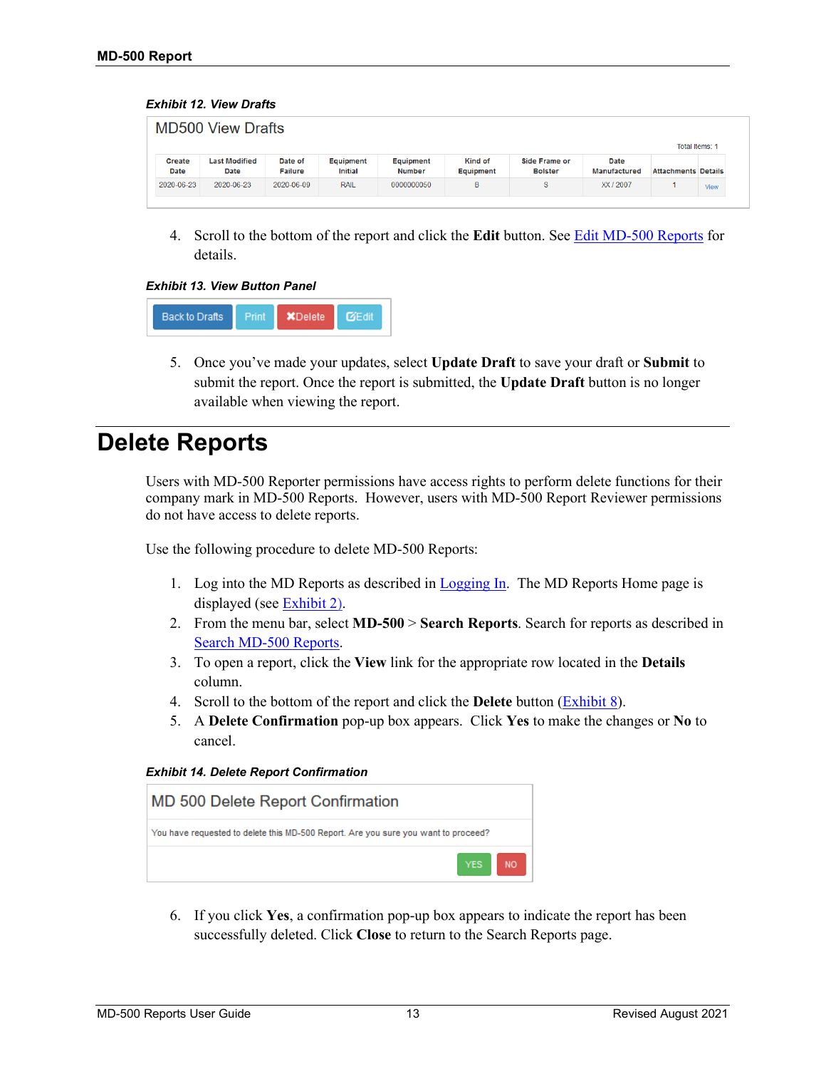**Exhibit 12. View Drafts**

MD500 View Drafts

Total Items: 1

| Create Date | Last Modified Date | Date of Failure | Equipment Initial | Equipment Number | Kind of Equipment | Side Frame or Bolster | Date Manufactured | Attachments | Details |
|---|---|---|---|---|---|---|---|---|---|
| 2020-06-23 | 2020-06-23 | 2020-06-09 | RAIL | 0000000050 | B | S | XX / 2007 | 1 | View |

4. Scroll to the bottom of the report and click the **Edit** button. See Edit MD-500 Reports for details.

**Exhibit 13. View Button Panel**

Back to Drafts | Print | ✖Delete | Edit

5. Once you've made your updates, select **Update Draft** to save your draft or **Submit** to submit the report. Once the report is submitted, the **Update Draft** button is no longer available when viewing the report.

# Delete Reports

Users with MD-500 Reporter permissions have access rights to perform delete functions for their company mark in MD-500 Reports. However, users with MD-500 Report Reviewer permissions do not have access to delete reports.

Use the following procedure to delete MD-500 Reports:

1. Log into the MD Reports as described in Logging In. The MD Reports Home page is displayed (see Exhibit 2).
2. From the menu bar, select **MD-500** > **Search Reports**. Search for reports as described in Search MD-500 Reports.
3. To open a report, click the **View** link for the appropriate row located in the **Details** column.
4. Scroll to the bottom of the report and click the **Delete** button (Exhibit 8).
5. A **Delete Confirmation** pop-up box appears. Click **Yes** to make the changes or **No** to cancel.

**Exhibit 14. Delete Report Confirmation**

MD 500 Delete Report Confirmation

You have requested to delete this MD-500 Report. Are you sure you want to proceed?

YES | NO

6. If you click **Yes**, a confirmation pop-up box appears to indicate the report has been successfully deleted. Click **Close** to return to the Search Reports page.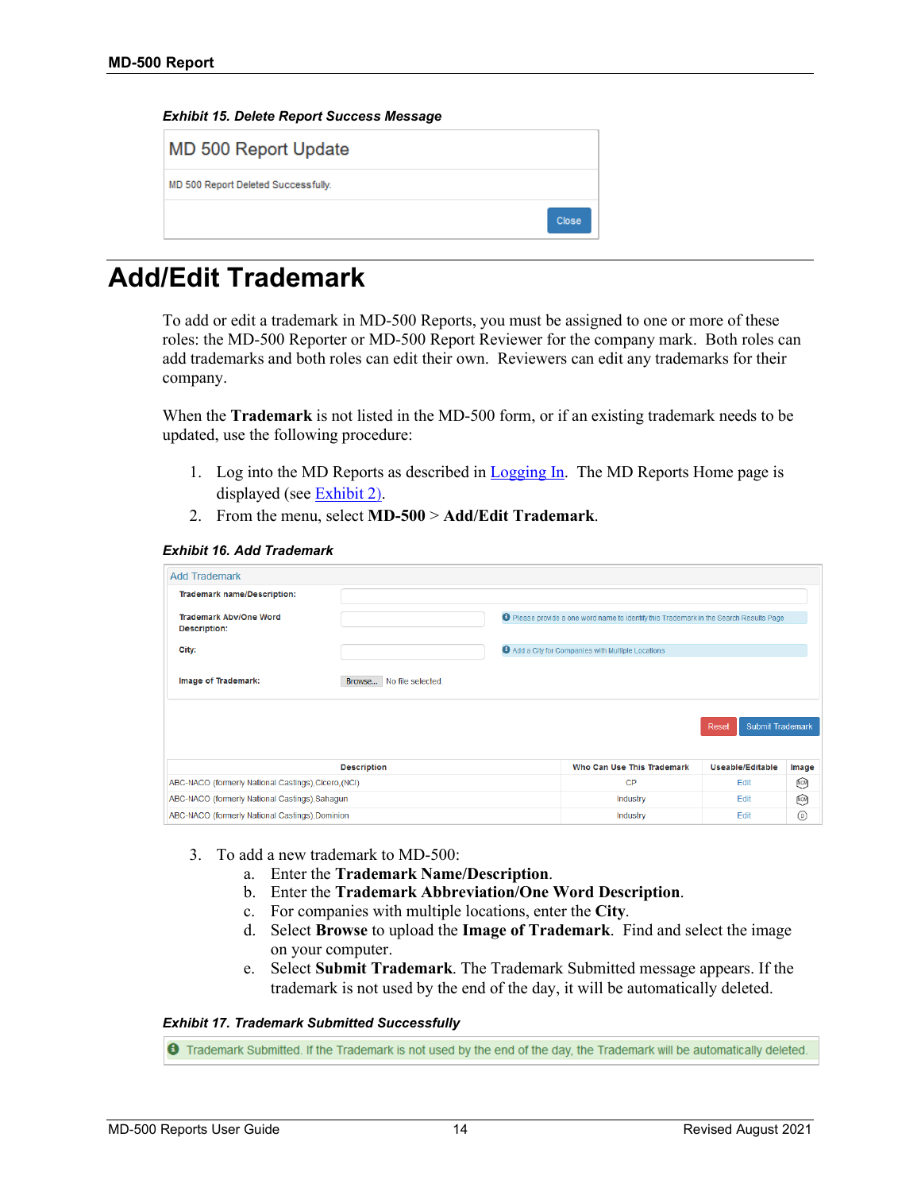*Exhibit 15. Delete Report Success Message*

MD 500 Report Update

MD 500 Report Deleted Successfully.

Close

# Add/Edit Trademark

To add or edit a trademark in MD-500 Reports, you must be assigned to one or more of these roles: the MD-500 Reporter or MD-500 Report Reviewer for the company mark. Both roles can add trademarks and both roles can edit their own. Reviewers can edit any trademarks for their company.

When the **Trademark** is not listed in the MD-500 form, or if an existing trademark needs to be updated, use the following procedure:

1. Log into the MD Reports as described in Logging In. The MD Reports Home page is displayed (see Exhibit 2).
2. From the menu, select **MD-500** > **Add/Edit Trademark**.

*Exhibit 16. Add Trademark*

Add Trademark

Trademark name/Description:

Trademark Abv/One Word Description: — Please provide a one word name to identify this Trademark in the Search Results Page

City: — Add a City for Companies with Multiple Locations

Image of Trademark: Browse... No file selected.

Reset | Submit Trademark

| Description | Who Can Use This Trademark | Useable/Editable | Image |
|---|---|---|---|
| ABC-NACO (formerly National Castings),Cicero,(NCI) | CP | Edit | |
| ABC-NACO (formerly National Castings),Sahagun | Industry | Edit | |
| ABC-NACO (formerly National Castings),Dominion | Industry | Edit | |

3. To add a new trademark to MD-500:
   a. Enter the **Trademark Name/Description**.
   b. Enter the **Trademark Abbreviation/One Word Description**.
   c. For companies with multiple locations, enter the **City**.
   d. Select **Browse** to upload the **Image of Trademark**. Find and select the image on your computer.
   e. Select **Submit Trademark**. The Trademark Submitted message appears. If the trademark is not used by the end of the day, it will be automatically deleted.

*Exhibit 17. Trademark Submitted Successfully*

Trademark Submitted. If the Trademark is not used by the end of the day, the Trademark will be automatically deleted.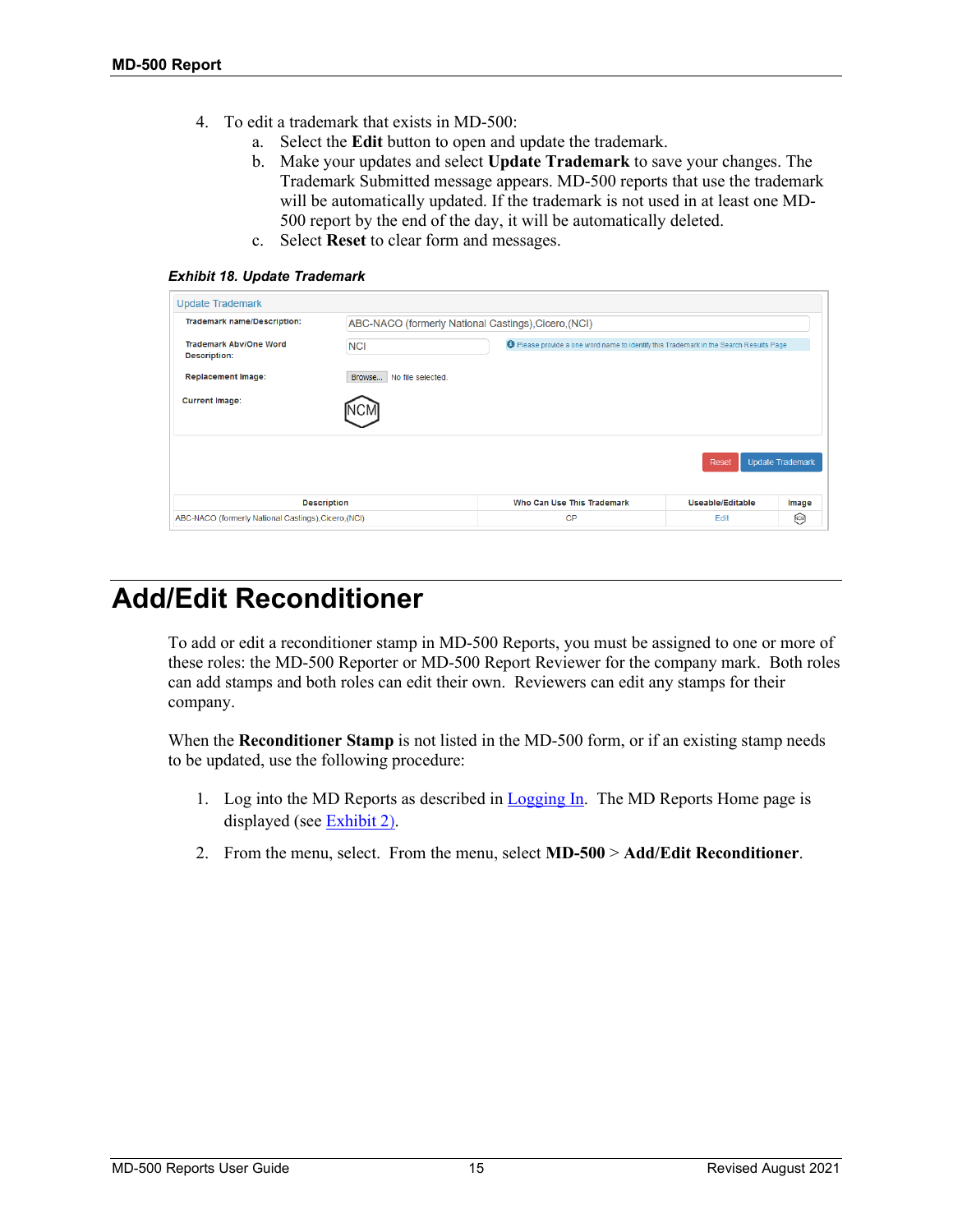4. To edit a trademark that exists in MD-500:
   a. Select the **Edit** button to open and update the trademark.
   b. Make your updates and select **Update Trademark** to save your changes. The Trademark Submitted message appears. MD-500 reports that use the trademark will be automatically updated. If the trademark is not used in at least one MD-500 report by the end of the day, it will be automatically deleted.
   c. Select **Reset** to clear form and messages.

***Exhibit 18. Update Trademark***

# Add/Edit Reconditioner

To add or edit a reconditioner stamp in MD-500 Reports, you must be assigned to one or more of these roles: the MD-500 Reporter or MD-500 Report Reviewer for the company mark. Both roles can add stamps and both roles can edit their own. Reviewers can edit any stamps for their company.

When the **Reconditioner Stamp** is not listed in the MD-500 form, or if an existing stamp needs to be updated, use the following procedure:

1. Log into the MD Reports as described in Logging In. The MD Reports Home page is displayed (see Exhibit 2).

2. From the menu, select. From the menu, select **MD-500** > **Add/Edit Reconditioner**.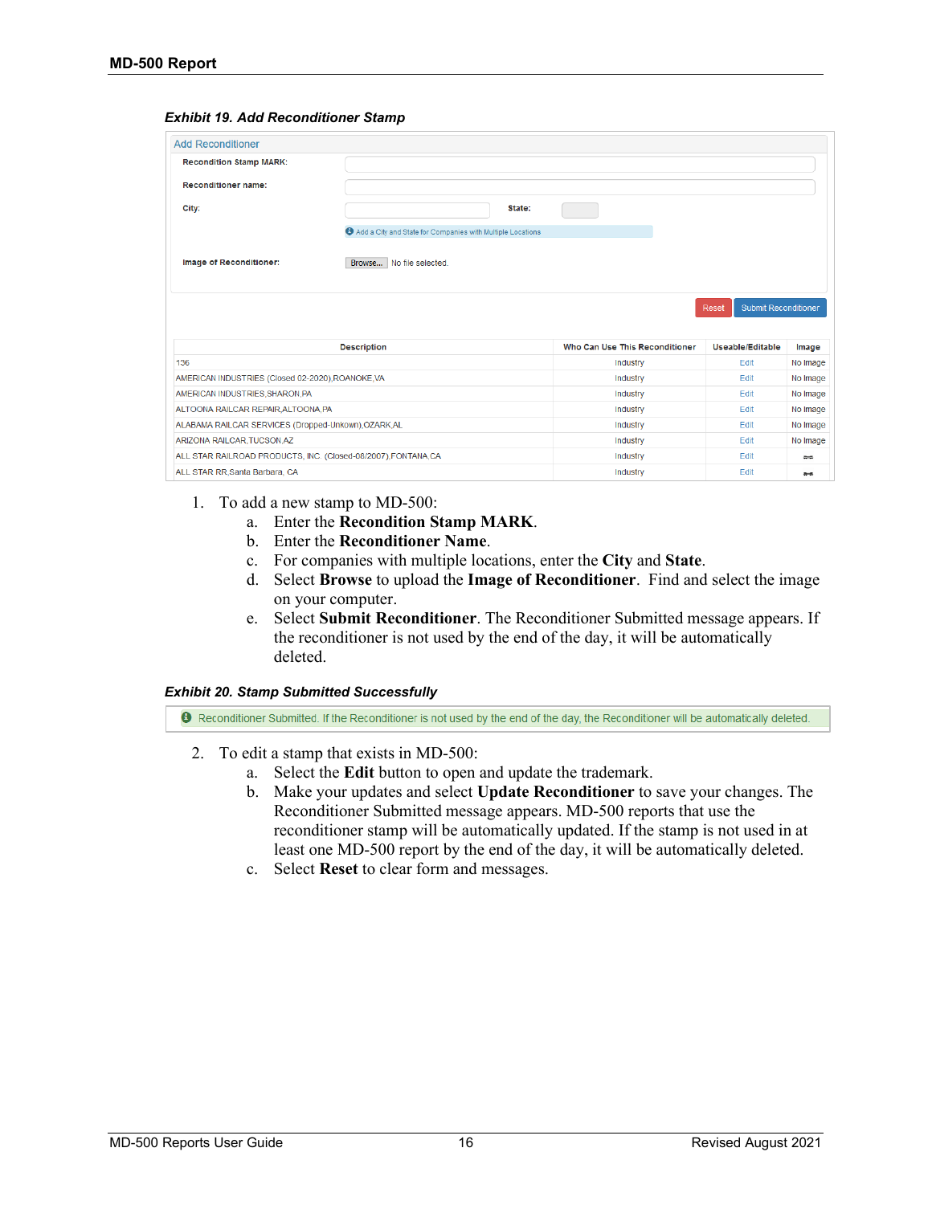*Exhibit 19. Add Reconditioner Stamp*

Add Reconditioner

Recondition Stamp MARK:

Reconditioner name:

City: State:

Add a City and State for Companies with Multiple Locations

Image of Reconditioner: Browse... No file selected.

Reset | Submit Reconditioner

| Description | Who Can Use This Reconditioner | Useable/Editable | Image |
|---|---|---|---|
| 136 | Industry | Edit | No Image |
| AMERICAN INDUSTRIES (Closed 02-2020),ROANOKE,VA | Industry | Edit | No Image |
| AMERICAN INDUSTRIES,SHARON,PA | Industry | Edit | No Image |
| ALTOONA RAILCAR REPAIR,ALTOONA,PA | Industry | Edit | No Image |
| ALABAMA RAILCAR SERVICES (Dropped-Unkown),OZARK,AL | Industry | Edit | No Image |
| ARIZONA RAILCAR,TUCSON,AZ | Industry | Edit | No Image |
| ALL STAR RAILROAD PRODUCTS, INC. (Closed-08/2007),FONTANA,CA | Industry | Edit | |
| ALL STAR RR,Santa Barbara, CA | Industry | Edit | |

1. To add a new stamp to MD-500:
   a. Enter the **Recondition Stamp MARK**.
   b. Enter the **Reconditioner Name**.
   c. For companies with multiple locations, enter the **City** and **State**.
   d. Select **Browse** to upload the **Image of Reconditioner**. Find and select the image on your computer.
   e. Select **Submit Reconditioner**. The Reconditioner Submitted message appears. If the reconditioner is not used by the end of the day, it will be automatically deleted.

*Exhibit 20. Stamp Submitted Successfully*

Reconditioner Submitted. If the Reconditioner is not used by the end of the day, the Reconditioner will be automatically deleted.

2. To edit a stamp that exists in MD-500:
   a. Select the **Edit** button to open and update the trademark.
   b. Make your updates and select **Update Reconditioner** to save your changes. The Reconditioner Submitted message appears. MD-500 reports that use the reconditioner stamp will be automatically updated. If the stamp is not used in at least one MD-500 report by the end of the day, it will be automatically deleted.
   c. Select **Reset** to clear form and messages.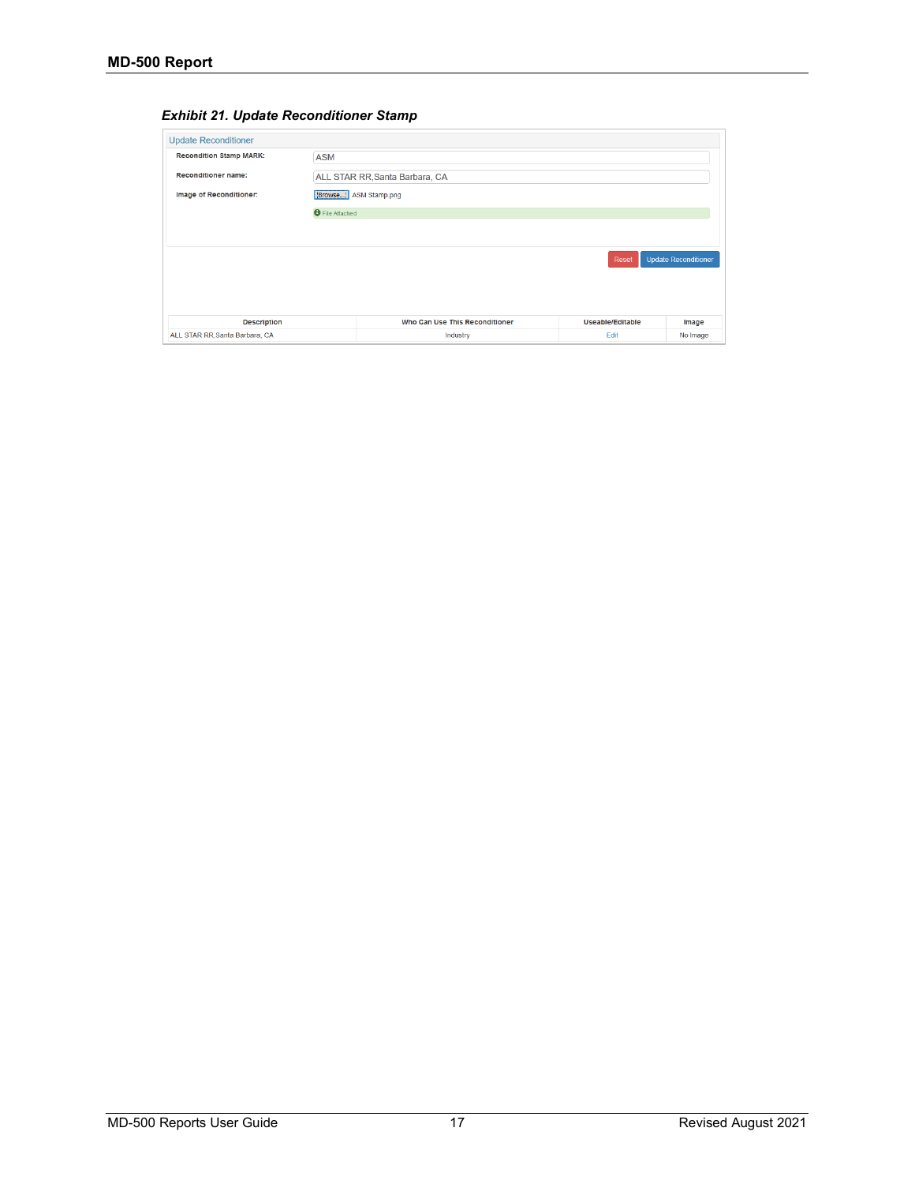***Exhibit 21. Update Reconditioner Stamp***

Update Reconditioner

**Recondition Stamp MARK:** ASM

**Reconditioner name:** ALL STAR RR,Santa Barbara, CA

**Image of Reconditioner:** Browse... ASM Stamp.png

File Attached

Reset | Update Reconditioner

| Description | Who Can Use This Reconditioner | Useable/Editable | Image |
|---|---|---|---|
| ALL STAR RR,Santa Barbara, CA | Industry | Edit | No Image |